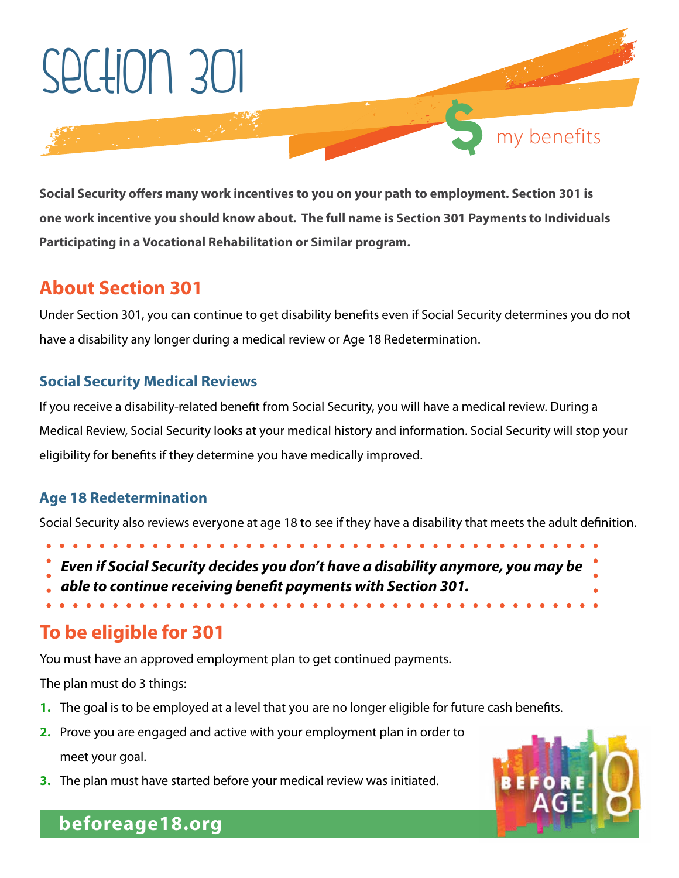# Section 301

my benefits

**Social Security offers many work incentives to you on your path to employment. Section 301 is one work incentive you should know about. The full name is Section 301 Payments to Individuals Participating in a Vocational Rehabilitation or Similar program.**

## About Section 301

Under Section 301, you can continue to get disability benefits even if Social Security determines you do not have a disability any longer during a medical review or Age 18 Redetermination.

### Social Security Medical Reviews

If you receive a disability-related benefit from Social Security, you will have a medical review. During a Medical Review, Social Security looks at your medical history and information. Social Security will stop your eligibility for benefits if they determine you have medically improved.

### Age 18 Redetermination

Social Security also reviews everyone at age 18 to see if they have a disability that meets the adult definition.

***Even if Social Security decides you don't have a disability anymore, you may be able to continue receiving benefit payments with Section 301.***

## To be eligible for 301

You must have an approved employment plan to get continued payments.

The plan must do 3 things:

1. The goal is to be employed at a level that you are no longer eligible for future cash benefits.
2. Prove you are engaged and active with your employment plan in order to meet your goal.
3. The plan must have started before your medical review was initiated.

**beforeage18.org**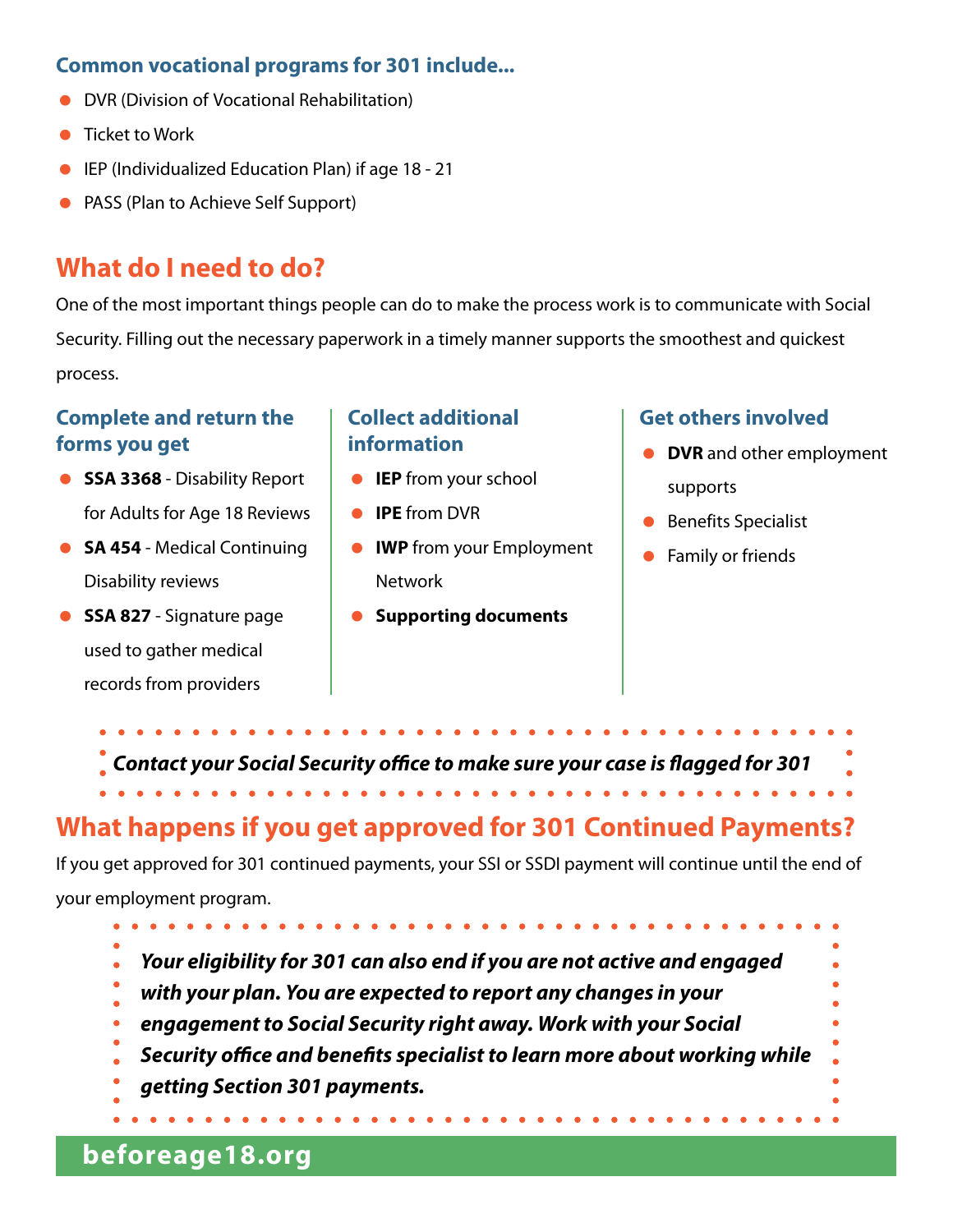### Common vocational programs for 301 include...

- DVR (Division of Vocational Rehabilitation)
- Ticket to Work
- IEP (Individualized Education Plan) if age 18 - 21
- PASS (Plan to Achieve Self Support)

## What do I need to do?

One of the most important things people can do to make the process work is to communicate with Social Security. Filling out the necessary paperwork in a timely manner supports the smoothest and quickest process.

### Complete and return the forms you get

- **SSA 3368** - Disability Report for Adults for Age 18 Reviews
- **SA 454** - Medical Continuing Disability reviews
- **SSA 827** - Signature page used to gather medical records from providers

### Collect additional information

- **IEP** from your school
- **IPE** from DVR
- **IWP** from your Employment Network
- **Supporting documents**

### Get others involved

- **DVR** and other employment supports
- Benefits Specialist
- Family or friends

***Contact your Social Security office to make sure your case is flagged for 301***

## What happens if you get approved for 301 Continued Payments?

If you get approved for 301 continued payments, your SSI or SSDI payment will continue until the end of your employment program.

***Your eligibility for 301 can also end if you are not active and engaged with your plan. You are expected to report any changes in your engagement to Social Security right away. Work with your Social Security office and benefits specialist to learn more about working while getting Section 301 payments.***

**beforeage18.org**